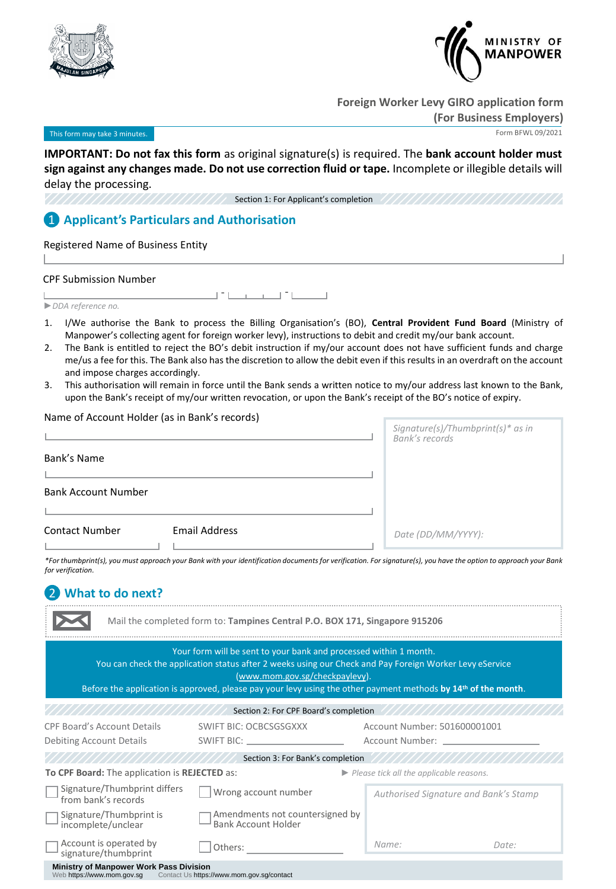MINISTRY OF MANPOWER

# Foreign Worker Levy GIRO application form (For Business Employers)

This form may take 3 minutes.

Form BFWL 09/2021

**IMPORTANT: Do not fax this form** as original signature(s) is required. The **bank account holder must sign against any changes made. Do not use correction fluid or tape.** Incomplete or illegible details will delay the processing.

Section 1: For Applicant's completion

## 1 Applicant's Particulars and Authorisation

Registered Name of Business Entity

CPF Submission Number

_______________ - ___ - ___

► *DDA reference no.*

1. I/We authorise the Bank to process the Billing Organisation's (BO), **Central Provident Fund Board** (Ministry of Manpower's collecting agent for foreign worker levy), instructions to debit and credit my/our bank account.
2. The Bank is entitled to reject the BO's debit instruction if my/our account does not have sufficient funds and charge me/us a fee for this. The Bank also has the discretion to allow the debit even if this results in an overdraft on the account and impose charges accordingly.
3. This authorisation will remain in force until the Bank sends a written notice to my/our address last known to the Bank, upon the Bank's receipt of my/our written revocation, or upon the Bank's receipt of the BO's notice of expiry.

Name of Account Holder (as in Bank's records)

Bank's Name

Bank Account Number

Contact Number

Email Address

*Signature(s)/Thumbprint(s)* as in Bank's records*

*Date (DD/MM/YYYY):*

*\*For thumbprint(s), you must approach your Bank with your identification documents for verification. For signature(s), you have the option to approach your Bank for verification.*

## 2 What to do next?

Mail the completed form to: **Tampines Central P.O. BOX 171, Singapore 915206**

Your form will be sent to your bank and processed within 1 month.
You can check the application status after 2 weeks using our Check and Pay Foreign Worker Levy eService (www.mom.gov.sg/checkpaylevy).
Before the application is approved, please pay your levy using the other payment methods **by 14th of the month**.

Section 2: For CPF Board's completion

| | | |
|---|---|---|
| CPF Board's Account Details | SWIFT BIC: OCBCSGSGXXX | Account Number: 501600001001 |
| Debiting Account Details | SWIFT BIC: ______________ | Account Number: ______________ |

Section 3: For Bank's completion

**To CPF Board:** The application is **REJECTED** as:

► *Please tick all the applicable reasons.*

- ☐ Signature/Thumbprint differs from bank's records
- ☐ Wrong account number
- ☐ Signature/Thumbprint is incomplete/unclear
- ☐ Amendments not countersigned by Bank Account Holder
- ☐ Account is operated by signature/thumbprint
- ☐ Others: ______________

*Authorised Signature and Bank's Stamp*

*Name:* *Date:*

**Ministry of Manpower Work Pass Division**
Web https://www.mom.gov.sg Contact Us https://www.mom.gov.sg/contact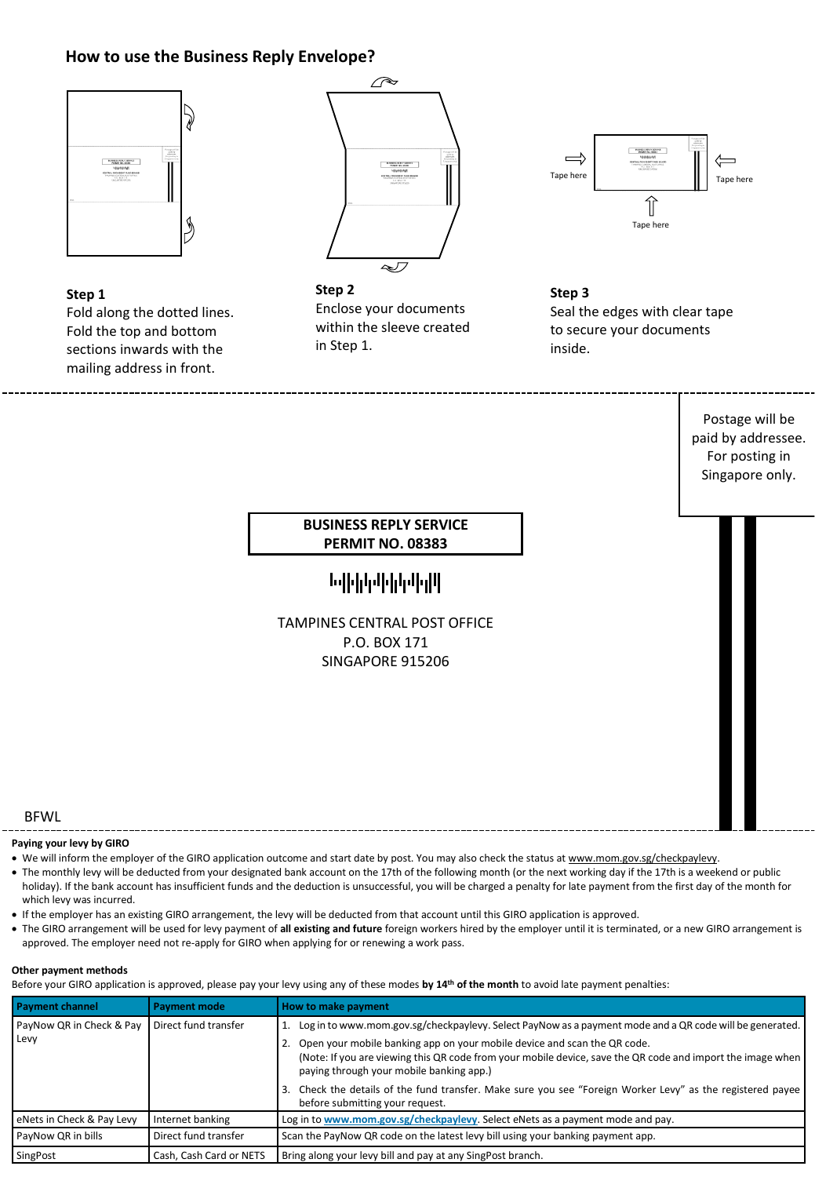## How to use the Business Reply Envelope?

Tape here

Tape here

Tape here

**Step 1**
Fold along the dotted lines. Fold the top and bottom sections inwards with the mailing address in front.

**Step 2**
Enclose your documents within the sleeve created in Step 1.

**Step 3**
Seal the edges with clear tape to secure your documents inside.

Postage will be paid by addressee. For posting in Singapore only.

**BUSINESS REPLY SERVICE**
**PERMIT NO. 08383**

TAMPINES CENTRAL POST OFFICE
P.O. BOX 171
SINGAPORE 915206

BFWL

**Paying your levy by GIRO**

- We will inform the employer of the GIRO application outcome and start date by post. You may also check the status at www.mom.gov.sg/checkpaylevy.
- The monthly levy will be deducted from your designated bank account on the 17th of the following month (or the next working day if the 17th is a weekend or public holiday). If the bank account has insufficient funds and the deduction is unsuccessful, you will be charged a penalty for late payment from the first day of the month for which levy was incurred.
- If the employer has an existing GIRO arrangement, the levy will be deducted from that account until this GIRO application is approved.
- The GIRO arrangement will be used for levy payment of **all existing and future** foreign workers hired by the employer until it is terminated, or a new GIRO arrangement is approved. The employer need not re-apply for GIRO when applying for or renewing a work pass.

**Other payment methods**

Before your GIRO application is approved, please pay your levy using any of these modes **by 14th of the month** to avoid late payment penalties:

| Payment channel | Payment mode | How to make payment |
|---|---|---|
| PayNow QR in Check & Pay Levy | Direct fund transfer | 1. Log in to www.mom.gov.sg/checkpaylevy. Select PayNow as a payment mode and a QR code will be generated.<br>2. Open your mobile banking app on your mobile device and scan the QR code. (Note: If you are viewing this QR code from your mobile device, save the QR code and import the image when paying through your mobile banking app.)<br>3. Check the details of the fund transfer. Make sure you see "Foreign Worker Levy" as the registered payee before submitting your request. |
| eNets in Check & Pay Levy | Internet banking | Log in to **www.mom.gov.sg/checkpaylevy**. Select eNets as a payment mode and pay. |
| PayNow QR in bills | Direct fund transfer | Scan the PayNow QR code on the latest levy bill using your banking payment app. |
| SingPost | Cash, Cash Card or NETS | Bring along your levy bill and pay at any SingPost branch. |